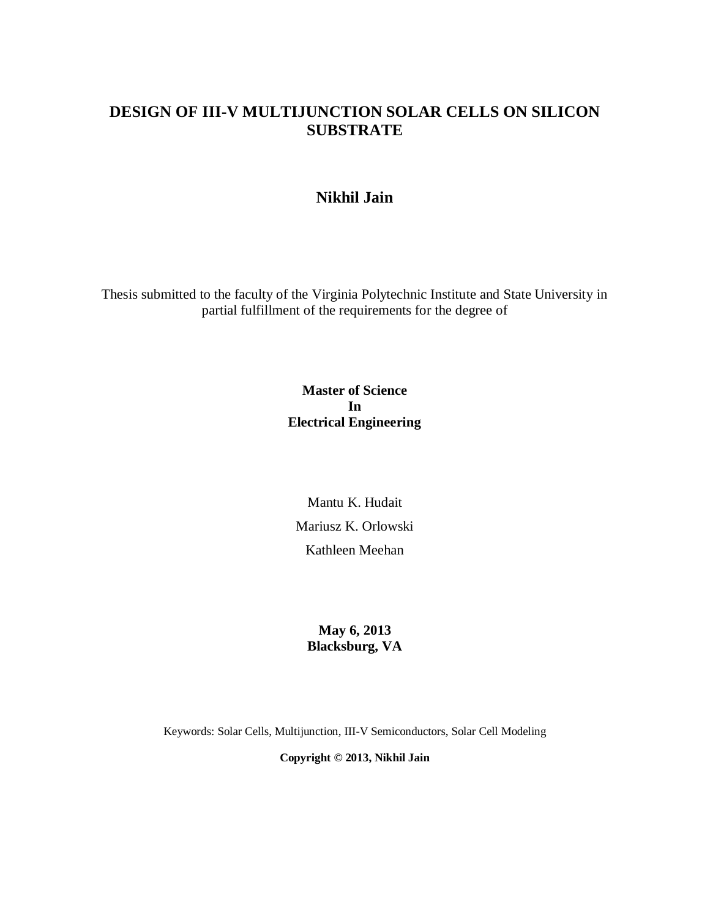# DESIGN OF III-V MULTIJUNCTION SOLAR CELLS ON SILICON SUBSTRATE

**Nikhil Jain**

Thesis submitted to the faculty of the Virginia Polytechnic Institute and State University in partial fulfillment of the requirements for the degree of

**Master of Science**
**In**
**Electrical Engineering**

Mantu K. Hudait

Mariusz K. Orlowski

Kathleen Meehan

**May 6, 2013**
**Blacksburg, VA**

Keywords: Solar Cells, Multijunction, III-V Semiconductors, Solar Cell Modeling

**Copyright © 2013, Nikhil Jain**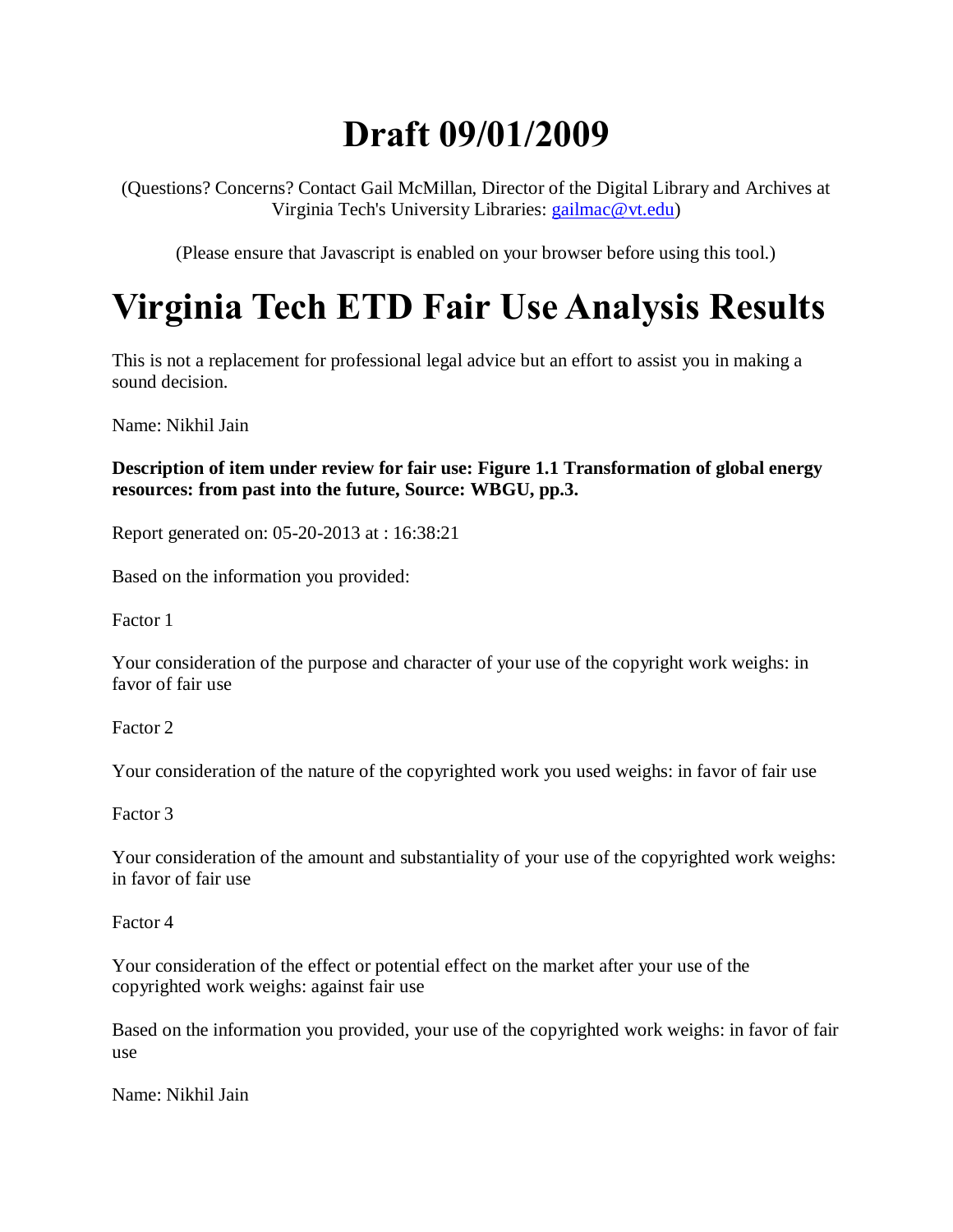# Draft 09/01/2009

(Questions? Concerns? Contact Gail McMillan, Director of the Digital Library and Archives at Virginia Tech's University Libraries: gailmac@vt.edu)

(Please ensure that Javascript is enabled on your browser before using this tool.)

# Virginia Tech ETD Fair Use Analysis Results

This is not a replacement for professional legal advice but an effort to assist you in making a sound decision.

Name: Nikhil Jain

**Description of item under review for fair use: Figure 1.1 Transformation of global energy resources: from past into the future, Source: WBGU, pp.3.**

Report generated on: 05-20-2013 at : 16:38:21

Based on the information you provided:

Factor 1

Your consideration of the purpose and character of your use of the copyright work weighs: in favor of fair use

Factor 2

Your consideration of the nature of the copyrighted work you used weighs: in favor of fair use

Factor 3

Your consideration of the amount and substantiality of your use of the copyrighted work weighs: in favor of fair use

Factor 4

Your consideration of the effect or potential effect on the market after your use of the copyrighted work weighs: against fair use

Based on the information you provided, your use of the copyrighted work weighs: in favor of fair use

Name: Nikhil Jain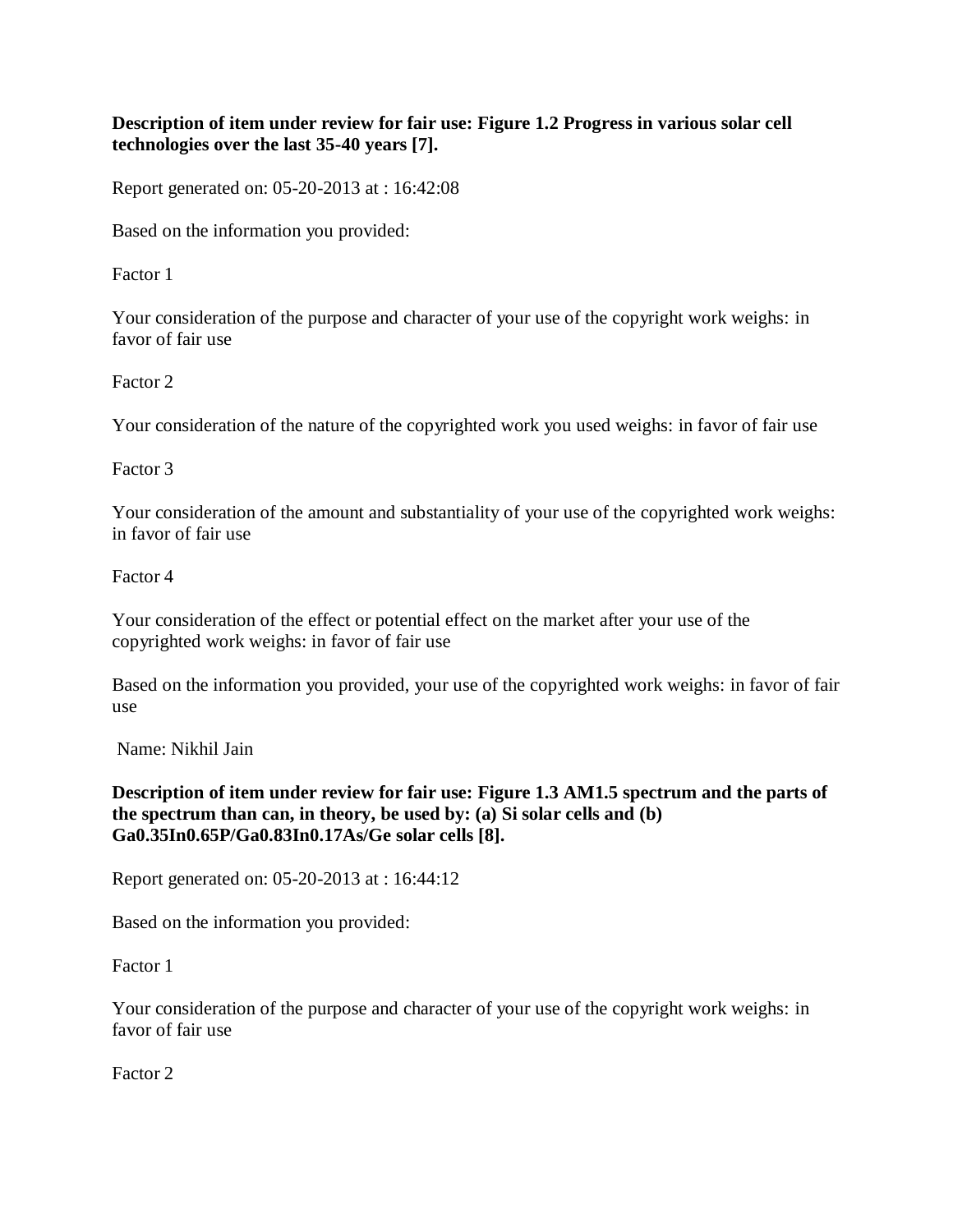**Description of item under review for fair use: Figure 1.2 Progress in various solar cell technologies over the last 35-40 years [7].**

Report generated on: 05-20-2013 at : 16:42:08

Based on the information you provided:

Factor 1

Your consideration of the purpose and character of your use of the copyright work weighs: in favor of fair use

Factor 2

Your consideration of the nature of the copyrighted work you used weighs: in favor of fair use

Factor 3

Your consideration of the amount and substantiality of your use of the copyrighted work weighs: in favor of fair use

Factor 4

Your consideration of the effect or potential effect on the market after your use of the copyrighted work weighs: in favor of fair use

Based on the information you provided, your use of the copyrighted work weighs: in favor of fair use

Name: Nikhil Jain

**Description of item under review for fair use: Figure 1.3 AM1.5 spectrum and the parts of the spectrum than can, in theory, be used by: (a) Si solar cells and (b) $Ga_{0.35}In_{0.65}P/Ga_{0.83}In_{0.17}As/Ge$ solar cells [8].**

Report generated on: 05-20-2013 at : 16:44:12

Based on the information you provided:

Factor 1

Your consideration of the purpose and character of your use of the copyright work weighs: in favor of fair use

Factor 2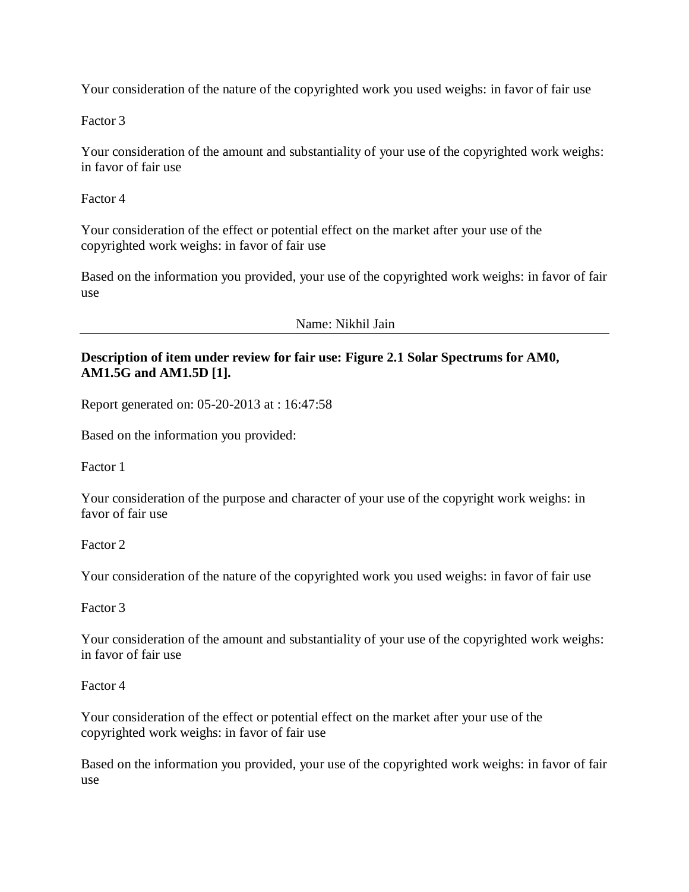Your consideration of the nature of the copyrighted work you used weighs: in favor of fair use

Factor 3

Your consideration of the amount and substantiality of your use of the copyrighted work weighs: in favor of fair use

Factor 4

Your consideration of the effect or potential effect on the market after your use of the copyrighted work weighs: in favor of fair use

Based on the information you provided, your use of the copyrighted work weighs: in favor of fair use

Name: Nikhil Jain

---

**Description of item under review for fair use: Figure 2.1 Solar Spectrums for AM0, AM1.5G and AM1.5D [1].**

Report generated on: 05-20-2013 at : 16:47:58

Based on the information you provided:

Factor 1

Your consideration of the purpose and character of your use of the copyright work weighs: in favor of fair use

Factor 2

Your consideration of the nature of the copyrighted work you used weighs: in favor of fair use

Factor 3

Your consideration of the amount and substantiality of your use of the copyrighted work weighs: in favor of fair use

Factor 4

Your consideration of the effect or potential effect on the market after your use of the copyrighted work weighs: in favor of fair use

Based on the information you provided, your use of the copyrighted work weighs: in favor of fair use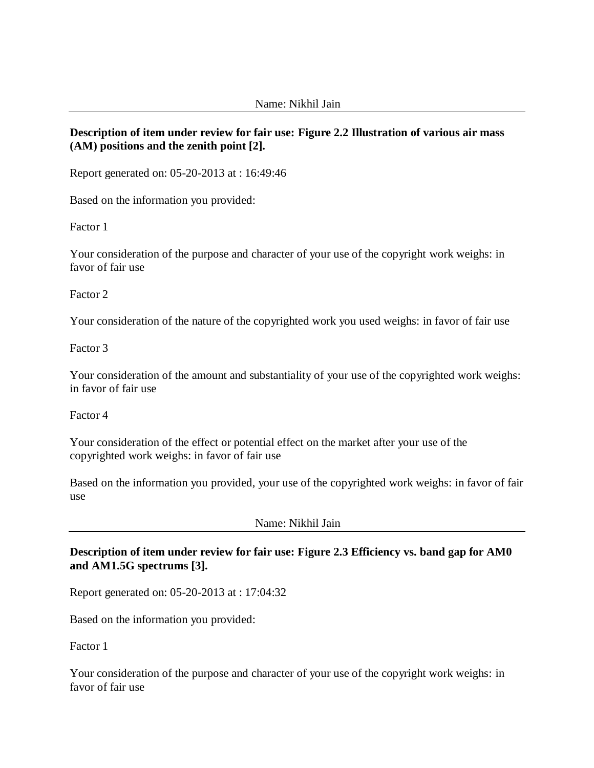Name: Nikhil Jain

---

**Description of item under review for fair use: Figure 2.2 Illustration of various air mass (AM) positions and the zenith point [2].**

Report generated on: 05-20-2013 at : 16:49:46

Based on the information you provided:

Factor 1

Your consideration of the purpose and character of your use of the copyright work weighs: in favor of fair use

Factor 2

Your consideration of the nature of the copyrighted work you used weighs: in favor of fair use

Factor 3

Your consideration of the amount and substantiality of your use of the copyrighted work weighs: in favor of fair use

Factor 4

Your consideration of the effect or potential effect on the market after your use of the copyrighted work weighs: in favor of fair use

Based on the information you provided, your use of the copyrighted work weighs: in favor of fair use

Name: Nikhil Jain

---

**Description of item under review for fair use: Figure 2.3 Efficiency vs. band gap for AM0 and AM1.5G spectrums [3].**

Report generated on: 05-20-2013 at : 17:04:32

Based on the information you provided:

Factor 1

Your consideration of the purpose and character of your use of the copyright work weighs: in favor of fair use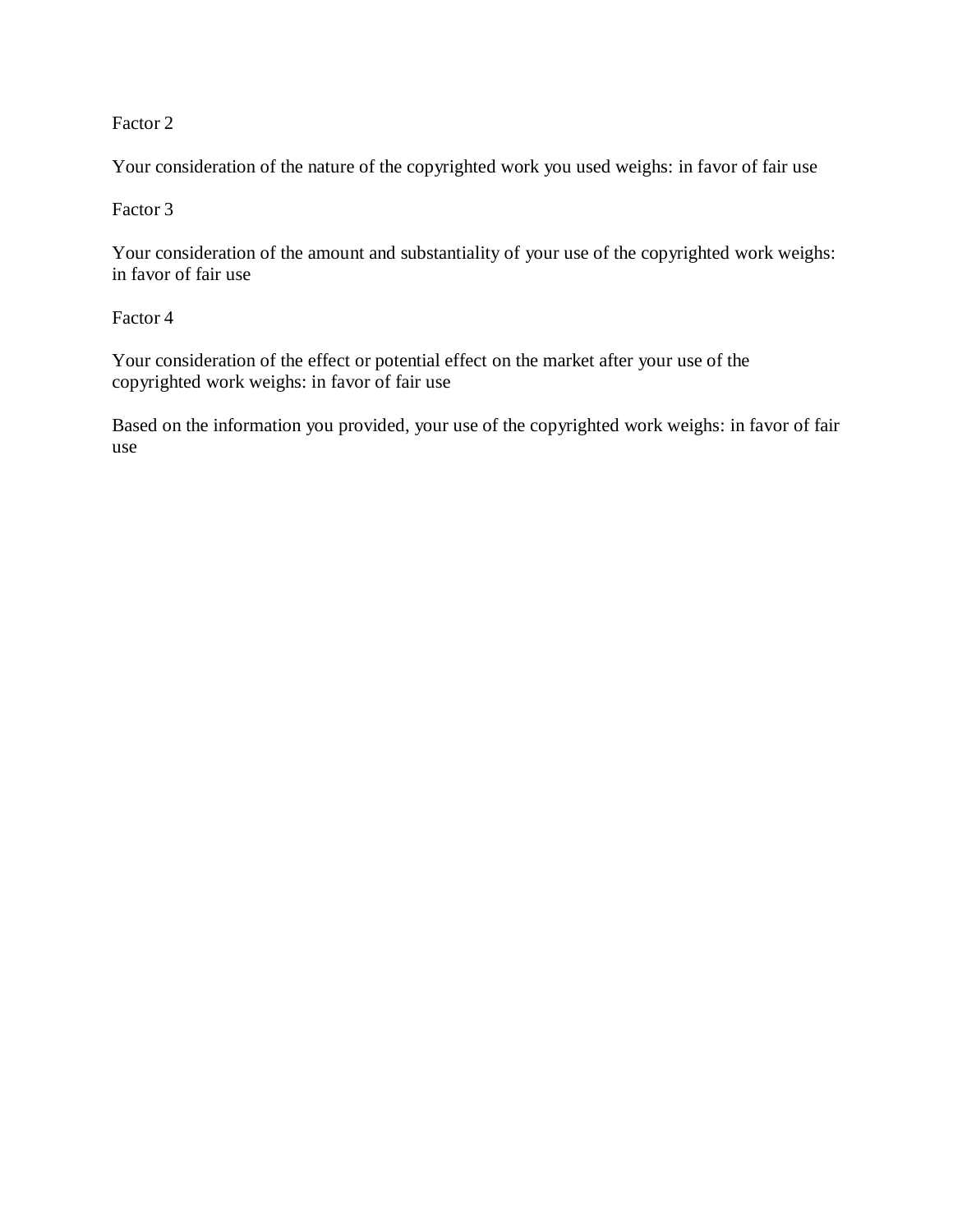Factor 2

Your consideration of the nature of the copyrighted work you used weighs: in favor of fair use

Factor 3

Your consideration of the amount and substantiality of your use of the copyrighted work weighs: in favor of fair use

Factor 4

Your consideration of the effect or potential effect on the market after your use of the copyrighted work weighs: in favor of fair use

Based on the information you provided, your use of the copyrighted work weighs: in favor of fair use